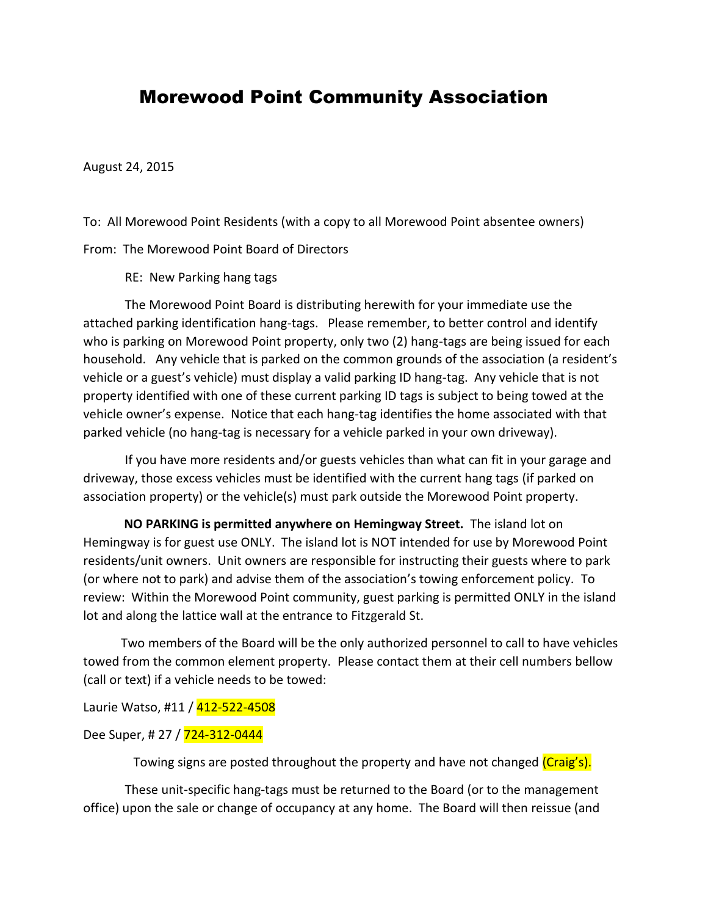# Morewood Point Community Association

August 24, 2015

To: All Morewood Point Residents (with a copy to all Morewood Point absentee owners)

From: The Morewood Point Board of Directors

RE: New Parking hang tags

The Morewood Point Board is distributing herewith for your immediate use the attached parking identification hang-tags. Please remember, to better control and identify who is parking on Morewood Point property, only two (2) hang-tags are being issued for each household. Any vehicle that is parked on the common grounds of the association (a resident's vehicle or a guest's vehicle) must display a valid parking ID hang-tag. Any vehicle that is not property identified with one of these current parking ID tags is subject to being towed at the vehicle owner's expense. Notice that each hang-tag identifies the home associated with that parked vehicle (no hang-tag is necessary for a vehicle parked in your own driveway).

If you have more residents and/or guests vehicles than what can fit in your garage and driveway, those excess vehicles must be identified with the current hang tags (if parked on association property) or the vehicle(s) must park outside the Morewood Point property.

**NO PARKING is permitted anywhere on Hemingway Street.** The island lot on Hemingway is for guest use ONLY. The island lot is NOT intended for use by Morewood Point residents/unit owners. Unit owners are responsible for instructing their guests where to park (or where not to park) and advise them of the association's towing enforcement policy. To review: Within the Morewood Point community, guest parking is permitted ONLY in the island lot and along the lattice wall at the entrance to Fitzgerald St.

Two members of the Board will be the only authorized personnel to call to have vehicles towed from the common element property. Please contact them at their cell numbers bellow (call or text) if a vehicle needs to be towed:

Laurie Watso, #11 / 412-522-4508

Dee Super, # 27 / 724-312-0444

Towing signs are posted throughout the property and have not changed (Craig's).

These unit-specific hang-tags must be returned to the Board (or to the management office) upon the sale or change of occupancy at any home. The Board will then reissue (and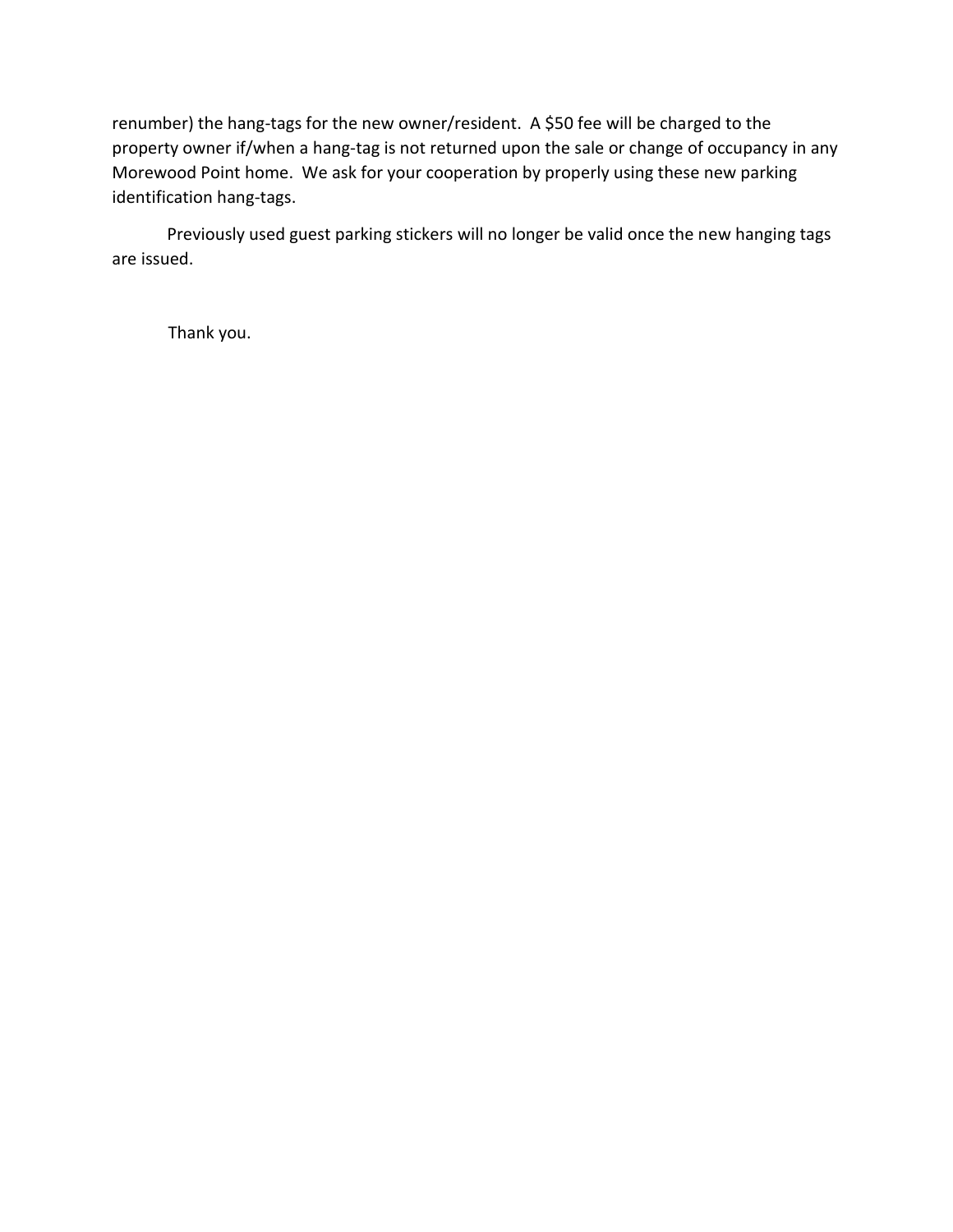renumber) the hang-tags for the new owner/resident. A $50 fee will be charged to the property owner if/when a hang-tag is not returned upon the sale or change of occupancy in any Morewood Point home. We ask for your cooperation by properly using these new parking identification hang-tags.

Previously used guest parking stickers will no longer be valid once the new hanging tags are issued.

Thank you.